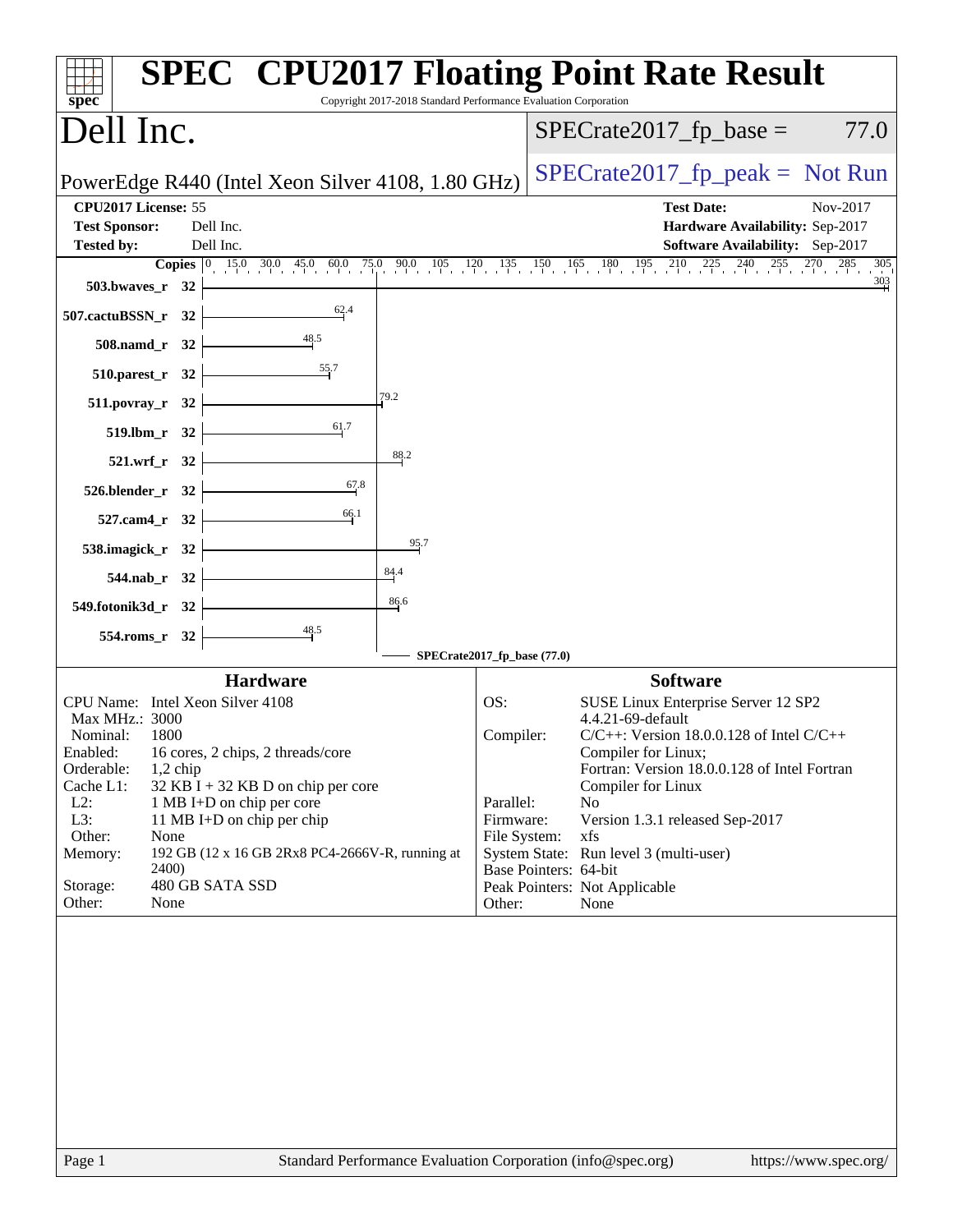# SPEC CPU2017 Floating Point Rate Result

Copyright 2017-2018 Standard Performance Evaluation Corporation

## Dell Inc.

PowerEdge R440 (Intel Xeon Silver 4108, 1.80 GHz)

SPECrate2017_fp_base = 77.0

SPECrate2017_fp_peak = Not Run

| | | | |
|---|---|---|---|
| **CPU2017 License:** | 55 | **Test Date:** | Nov-2017 |
| **Test Sponsor:** | Dell Inc. | **Hardware Availability:** | Sep-2017 |
| **Tested by:** | Dell Inc. | **Software Availability:** | Sep-2017 |

| Benchmark | Copies | SPECrate2017_fp_base |
|---|---|---|
| 503.bwaves_r | 32 | 303 |
| 507.cactuBSSN_r | 32 | 62.4 |
| 508.namd_r | 32 | 48.5 |
| 510.parest_r | 32 | 55.7 |
| 511.povray_r | 32 | 79.2 |
| 519.lbm_r | 32 | 61.7 |
| 521.wrf_r | 32 | 88.2 |
| 526.blender_r | 32 | 67.8 |
| 527.cam4_r | 32 | 66.1 |
| 538.imagick_r | 32 | 95.7 |
| 544.nab_r | 32 | 84.4 |
| 549.fotonik3d_r | 32 | 86.6 |
| 554.roms_r | 32 | 48.5 |

SPECrate2017_fp_base (77.0)

### Hardware

| | |
|---|---|
| CPU Name: | Intel Xeon Silver 4108 |
| Max MHz.: | 3000 |
| Nominal: | 1800 |
| Enabled: | 16 cores, 2 chips, 2 threads/core |
| Orderable: | 1,2 chip |
| Cache L1: | 32 KB I + 32 KB D on chip per core |
| L2: | 1 MB I+D on chip per core |
| L3: | 11 MB I+D on chip per chip |
| Other: | None |
| Memory: | 192 GB (12 x 16 GB 2Rx8 PC4-2666V-R, running at 2400) |
| Storage: | 480 GB SATA SSD |
| Other: | None |

### Software

| | |
|---|---|
| OS: | SUSE Linux Enterprise Server 12 SP2 4.4.21-69-default |
| Compiler: | C/C++: Version 18.0.0.128 of Intel C/C++ Compiler for Linux; Fortran: Version 18.0.0.128 of Intel Fortran Compiler for Linux |
| Parallel: | No |
| Firmware: | Version 1.3.1 released Sep-2017 |
| File System: | xfs |
| System State: | Run level 3 (multi-user) |
| Base Pointers: | 64-bit |
| Peak Pointers: | Not Applicable |
| Other: | None |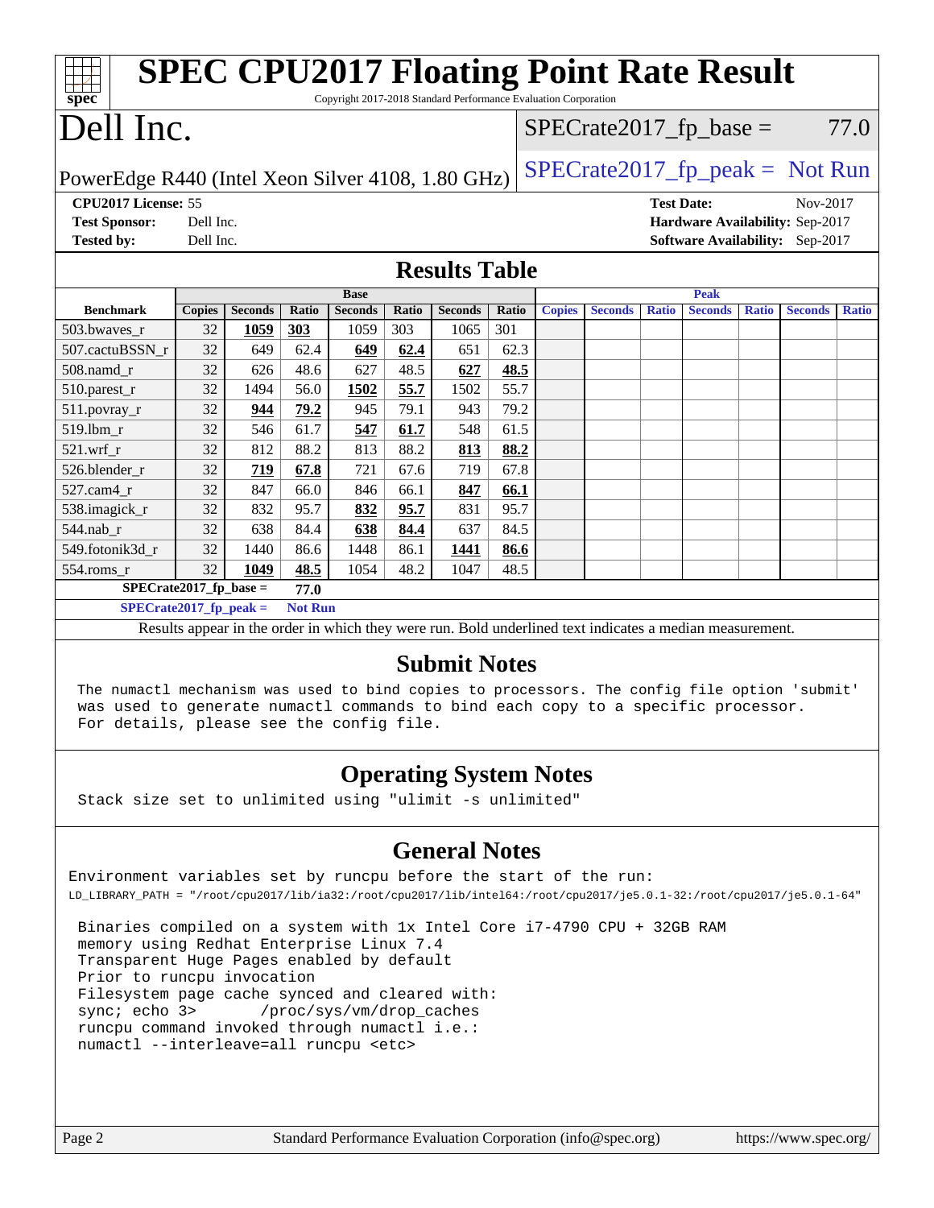# SPEC CPU2017 Floating Point Rate Result

Copyright 2017-2018 Standard Performance Evaluation Corporation

# Dell Inc.

PowerEdge R440 (Intel Xeon Silver 4108, 1.80 GHz)

SPECrate2017_fp_base = 77.0

SPECrate2017_fp_peak = Not Run

**CPU2017 License:** 55
**Test Sponsor:** Dell Inc.
**Tested by:** Dell Inc.

**Test Date:** Nov-2017
**Hardware Availability:** Sep-2017
**Software Availability:** Sep-2017

## Results Table

| | Base | | | | | | | Peak | | | | | | |
|---|---|---|---|---|---|---|---|---|---|---|---|---|---|---|
| **Benchmark** | **Copies** | **Seconds** | **Ratio** | **Seconds** | **Ratio** | **Seconds** | **Ratio** | **Copies** | **Seconds** | **Ratio** | **Seconds** | **Ratio** | **Seconds** | **Ratio** |
| 503.bwaves_r | 32 | **1059** | **303** | 1059 | 303 | 1065 | 301 | | | | | | | |
| 507.cactuBSSN_r | 32 | 649 | 62.4 | **649** | **62.4** | 651 | 62.3 | | | | | | | |
| 508.namd_r | 32 | 626 | 48.6 | 627 | 48.5 | **627** | **48.5** | | | | | | | |
| 510.parest_r | 32 | 1494 | 56.0 | **1502** | **55.7** | 1502 | 55.7 | | | | | | | |
| 511.povray_r | 32 | **944** | **79.2** | 945 | 79.1 | 943 | 79.2 | | | | | | | |
| 519.lbm_r | 32 | 546 | 61.7 | **547** | **61.7** | 548 | 61.5 | | | | | | | |
| 521.wrf_r | 32 | 812 | 88.2 | 813 | 88.2 | **813** | **88.2** | | | | | | | |
| 526.blender_r | 32 | **719** | **67.8** | 721 | 67.6 | 719 | 67.8 | | | | | | | |
| 527.cam4_r | 32 | 847 | 66.0 | 846 | 66.1 | **847** | **66.1** | | | | | | | |
| 538.imagick_r | 32 | 832 | 95.7 | **832** | **95.7** | 831 | 95.7 | | | | | | | |
| 544.nab_r | 32 | 638 | 84.4 | **638** | **84.4** | 637 | 84.5 | | | | | | | |
| 549.fotonik3d_r | 32 | 1440 | 86.6 | 1448 | 86.1 | **1441** | **86.6** | | | | | | | |
| 554.roms_r | 32 | **1049** | **48.5** | 1054 | 48.2 | 1047 | 48.5 | | | | | | | |

**SPECrate2017_fp_base = 77.0**

**SPECrate2017_fp_peak = Not Run**

Results appear in the order in which they were run. Bold underlined text indicates a median measurement.

## Submit Notes

```
The numactl mechanism was used to bind copies to processors. The config file option 'submit'
was used to generate numactl commands to bind each copy to a specific processor.
For details, please see the config file.
```

## Operating System Notes

```
Stack size set to unlimited using "ulimit -s unlimited"
```

## General Notes

```
Environment variables set by runcpu before the start of the run:
LD_LIBRARY_PATH = "/root/cpu2017/lib/ia32:/root/cpu2017/lib/intel64:/root/cpu2017/je5.0.1-32:/root/cpu2017/je5.0.1-64"

 Binaries compiled on a system with 1x Intel Core i7-4790 CPU + 32GB RAM
 memory using Redhat Enterprise Linux 7.4
 Transparent Huge Pages enabled by default
 Prior to runcpu invocation
 Filesystem page cache synced and cleared with:
 sync; echo 3>       /proc/sys/vm/drop_caches
 runcpu command invoked through numactl i.e.:
 numactl --interleave=all runcpu <etc>
```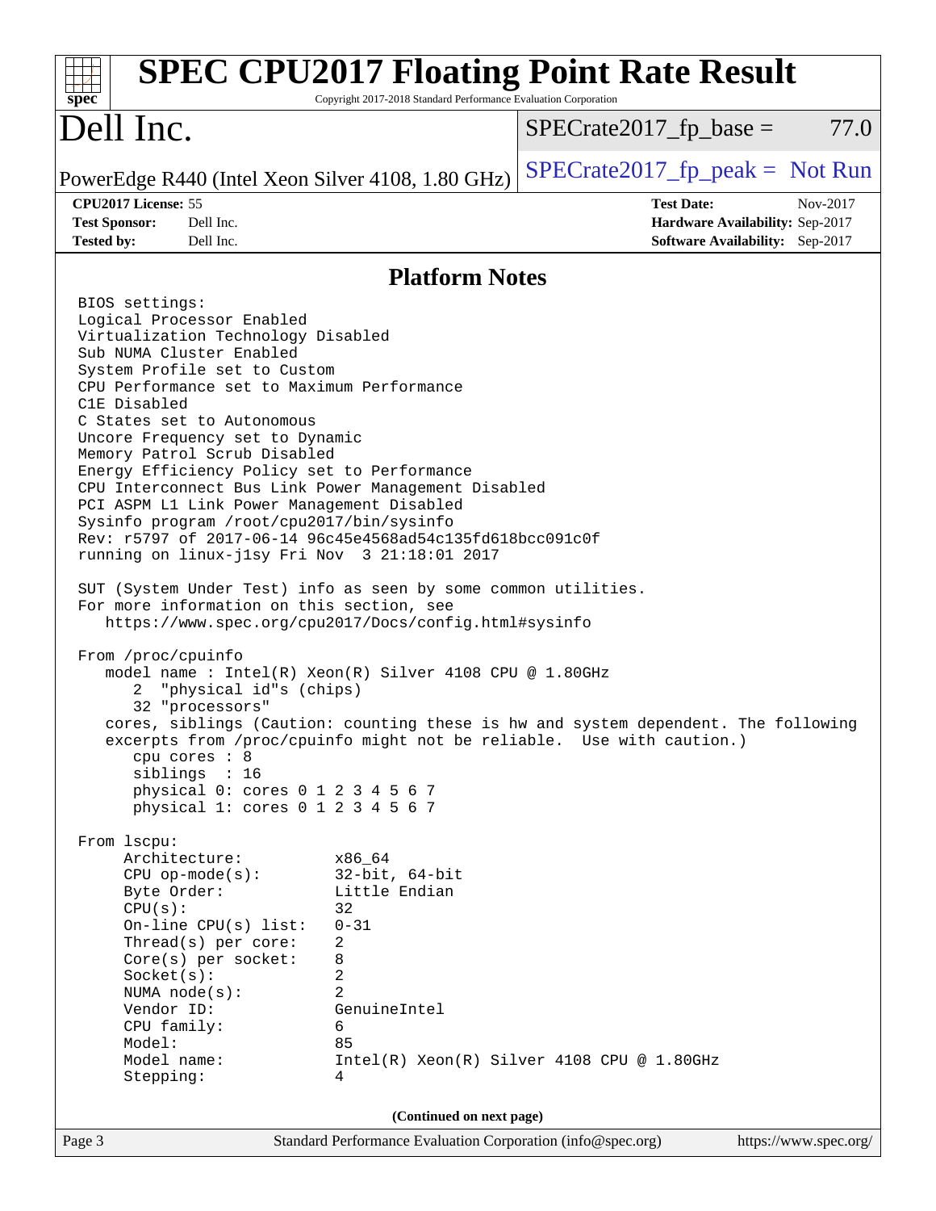# SPEC CPU2017 Floating Point Rate Result

Copyright 2017-2018 Standard Performance Evaluation Corporation

# Dell Inc.

PowerEdge R440 (Intel Xeon Silver 4108, 1.80 GHz)

SPECrate2017_fp_base = 77.0

SPECrate2017_fp_peak = Not Run

| | | | |
|---|---|---|---|
| **CPU2017 License:** | 55 | **Test Date:** | Nov-2017 |
| **Test Sponsor:** | Dell Inc. | **Hardware Availability:** | Sep-2017 |
| **Tested by:** | Dell Inc. | **Software Availability:** | Sep-2017 |

## Platform Notes

```
BIOS settings:
Logical Processor Enabled
Virtualization Technology Disabled
Sub NUMA Cluster Enabled
System Profile set to Custom
CPU Performance set to Maximum Performance
C1E Disabled
C States set to Autonomous
Uncore Frequency set to Dynamic
Memory Patrol Scrub Disabled
Energy Efficiency Policy set to Performance
CPU Interconnect Bus Link Power Management Disabled
PCI ASPM L1 Link Power Management Disabled
Sysinfo program /root/cpu2017/bin/sysinfo
Rev: r5797 of 2017-06-14 96c45e4568ad54c135fd618bcc091c0f
running on linux-j1sy Fri Nov  3 21:18:01 2017

SUT (System Under Test) info as seen by some common utilities.
For more information on this section, see
   https://www.spec.org/cpu2017/Docs/config.html#sysinfo

From /proc/cpuinfo
   model name : Intel(R) Xeon(R) Silver 4108 CPU @ 1.80GHz
      2  "physical id"s (chips)
      32 "processors"
   cores, siblings (Caution: counting these is hw and system dependent. The following
   excerpts from /proc/cpuinfo might not be reliable.  Use with caution.)
      cpu cores : 8
      siblings  : 16
      physical 0: cores 0 1 2 3 4 5 6 7
      physical 1: cores 0 1 2 3 4 5 6 7

From lscpu:
     Architecture:          x86_64
     CPU op-mode(s):        32-bit, 64-bit
     Byte Order:            Little Endian
     CPU(s):                32
     On-line CPU(s) list:   0-31
     Thread(s) per core:    2
     Core(s) per socket:    8
     Socket(s):             2
     NUMA node(s):          2
     Vendor ID:             GenuineIntel
     CPU family:            6
     Model:                 85
     Model name:            Intel(R) Xeon(R) Silver 4108 CPU @ 1.80GHz
     Stepping:              4
```

(Continued on next page)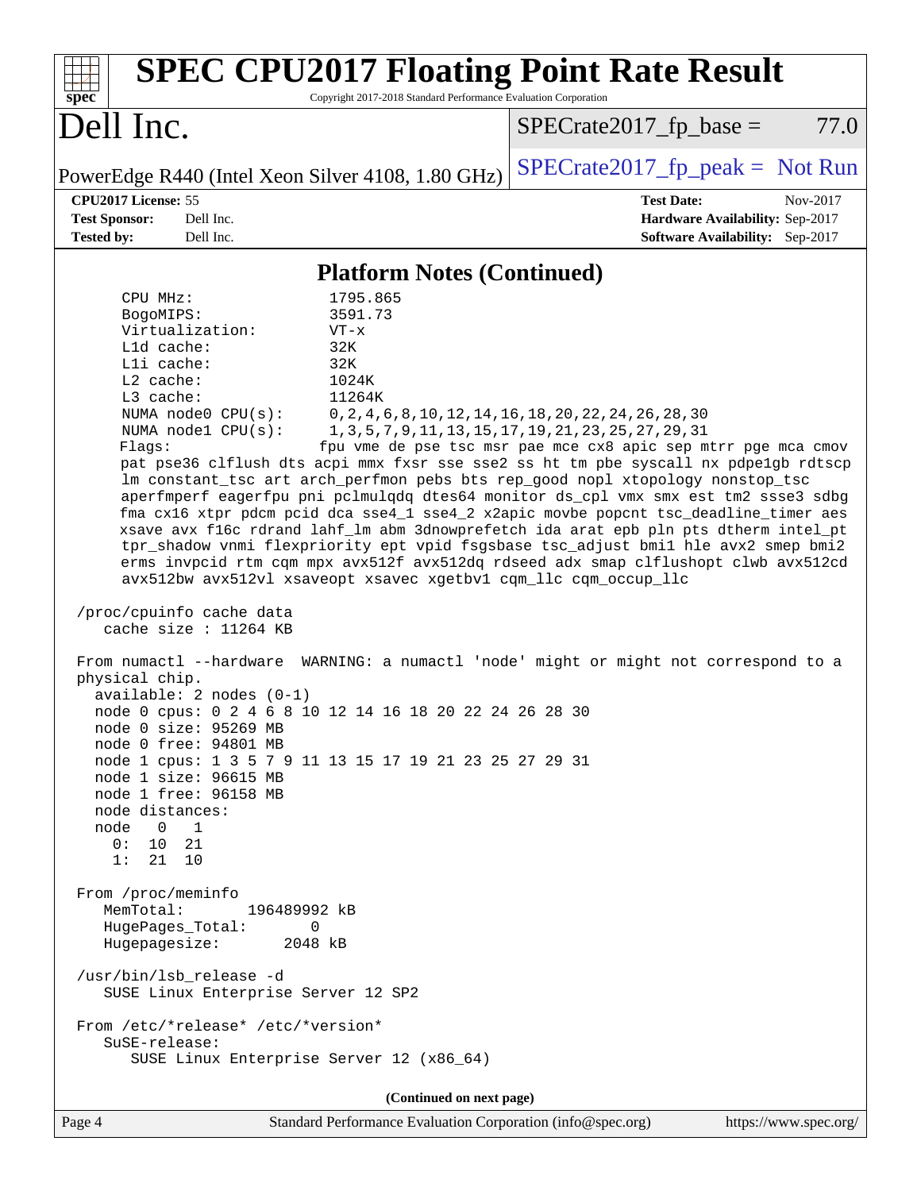# SPEC CPU2017 Floating Point Rate Result

Copyright 2017-2018 Standard Performance Evaluation Corporation

# Dell Inc.

PowerEdge R440 (Intel Xeon Silver 4108, 1.80 GHz)

SPECrate2017_fp_base = 77.0

SPECrate2017_fp_peak = Not Run

**CPU2017 License:** 55
**Test Sponsor:** Dell Inc.
**Tested by:** Dell Inc.

**Test Date:** Nov-2017
**Hardware Availability:** Sep-2017
**Software Availability:** Sep-2017

## Platform Notes (Continued)

```
     CPU MHz:               1795.865
     BogoMIPS:              3591.73
     Virtualization:        VT-x
     L1d cache:             32K
     L1i cache:             32K
     L2 cache:              1024K
     L3 cache:              11264K
     NUMA node0 CPU(s):     0,2,4,6,8,10,12,14,16,18,20,22,24,26,28,30
     NUMA node1 CPU(s):     1,3,5,7,9,11,13,15,17,19,21,23,25,27,29,31
     Flags:                fpu vme de pse tsc msr pae mce cx8 apic sep mtrr pge mca cmov
     pat pse36 clflush dts acpi mmx fxsr sse sse2 ss ht tm pbe syscall nx pdpe1gb rdtscp
     lm constant_tsc art arch_perfmon pebs bts rep_good nopl xtopology nonstop_tsc
     aperfmperf eagerfpu pni pclmulqdq dtes64 monitor ds_cpl vmx smx est tm2 ssse3 sdbg
     fma cx16 xtpr pdcm pcid dca sse4_1 sse4_2 x2apic movbe popcnt tsc_deadline_timer aes
     xsave avx f16c rdrand lahf_lm abm 3dnowprefetch ida arat epb pln pts dtherm intel_pt
     tpr_shadow vnmi flexpriority ept vpid fsgsbase tsc_adjust bmi1 hle avx2 smep bmi2
     erms invpcid rtm cqm mpx avx512f avx512dq rdseed adx smap clflushopt clwb avx512cd
     avx512bw avx512vl xsaveopt xsavec xgetbv1 cqm_llc cqm_occup_llc

 /proc/cpuinfo cache data
    cache size : 11264 KB

 From numactl --hardware  WARNING: a numactl 'node' might or might not correspond to a
 physical chip.
   available: 2 nodes (0-1)
   node 0 cpus: 0 2 4 6 8 10 12 14 16 18 20 22 24 26 28 30
   node 0 size: 95269 MB
   node 0 free: 94801 MB
   node 1 cpus: 1 3 5 7 9 11 13 15 17 19 21 23 25 27 29 31
   node 1 size: 96615 MB
   node 1 free: 96158 MB
   node distances:
   node   0   1
     0:  10  21
     1:  21  10

 From /proc/meminfo
    MemTotal:       196489992 kB
    HugePages_Total:       0
    Hugepagesize:       2048 kB

 /usr/bin/lsb_release -d
    SUSE Linux Enterprise Server 12 SP2

 From /etc/*release* /etc/*version*
    SuSE-release:
       SUSE Linux Enterprise Server 12 (x86_64)
```

(Continued on next page)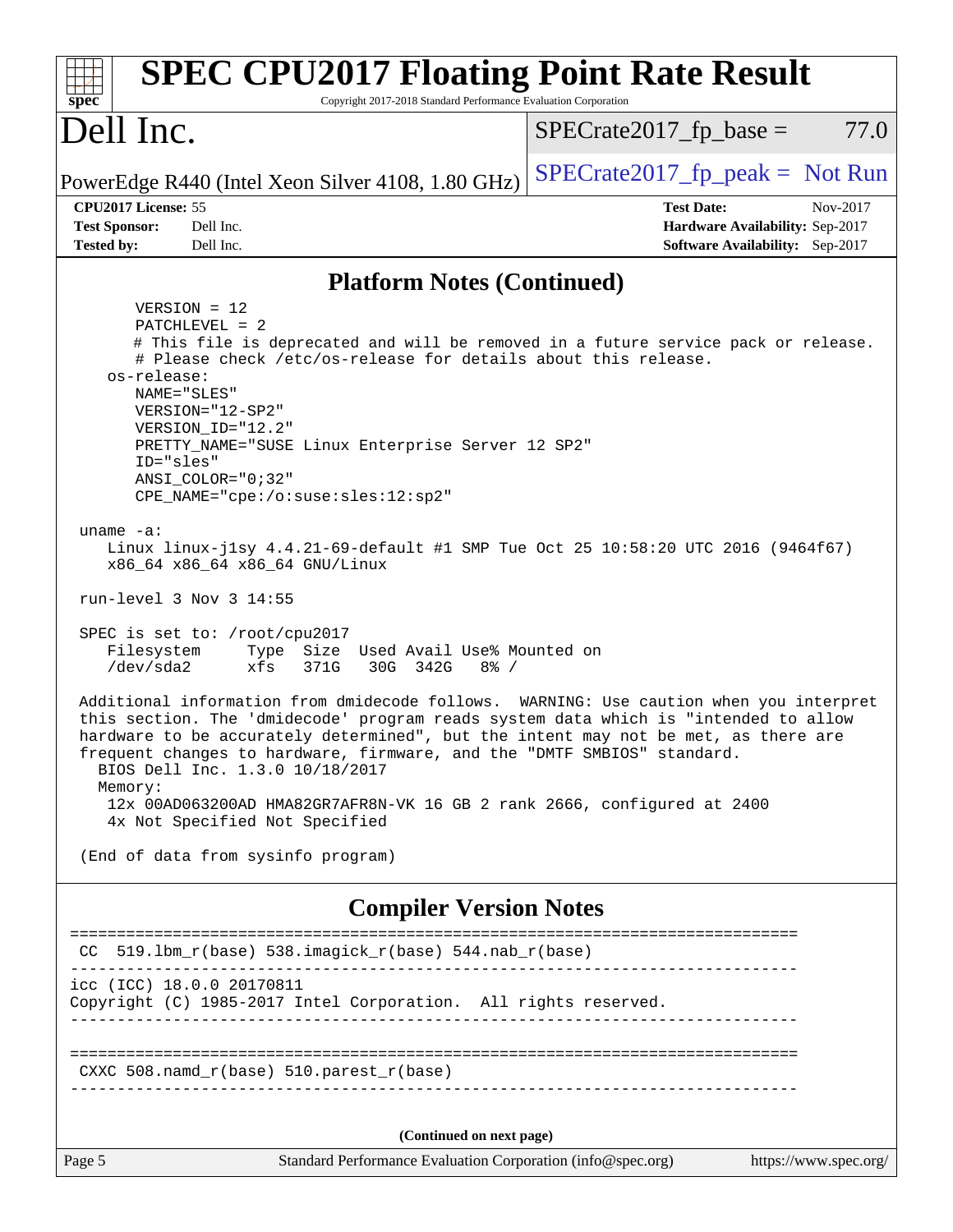# SPEC CPU2017 Floating Point Rate Result

Copyright 2017-2018 Standard Performance Evaluation Corporation

## Dell Inc.

PowerEdge R440 (Intel Xeon Silver 4108, 1.80 GHz)

SPECrate2017_fp_base = 77.0

SPECrate2017_fp_peak = Not Run

**CPU2017 License:** 55
**Test Sponsor:** Dell Inc.
**Tested by:** Dell Inc.

**Test Date:** Nov-2017
**Hardware Availability:** Sep-2017
**Software Availability:** Sep-2017

### Platform Notes (Continued)

```
       VERSION = 12
       PATCHLEVEL = 2
       # This file is deprecated and will be removed in a future service pack or release.
       # Please check /etc/os-release for details about this release.
    os-release:
       NAME="SLES"
       VERSION="12-SP2"
       VERSION_ID="12.2"
       PRETTY_NAME="SUSE Linux Enterprise Server 12 SP2"
       ID="sles"
       ANSI_COLOR="0;32"
       CPE_NAME="cpe:/o:suse:sles:12:sp2"

 uname -a:
    Linux linux-j1sy 4.4.21-69-default #1 SMP Tue Oct 25 10:58:20 UTC 2016 (9464f67)
    x86_64 x86_64 x86_64 GNU/Linux

 run-level 3 Nov 3 14:55

 SPEC is set to: /root/cpu2017
    Filesystem     Type  Size  Used Avail Use% Mounted on
    /dev/sda2      xfs   371G   30G  342G   8% /

 Additional information from dmidecode follows.  WARNING: Use caution when you interpret
 this section. The 'dmidecode' program reads system data which is "intended to allow
 hardware to be accurately determined", but the intent may not be met, as there are
 frequent changes to hardware, firmware, and the "DMTF SMBIOS" standard.
   BIOS Dell Inc. 1.3.0 10/18/2017
   Memory:
    12x 00AD063200AD HMA82GR7AFR8N-VK 16 GB 2 rank 2666, configured at 2400
    4x Not Specified Not Specified

 (End of data from sysinfo program)
```

### Compiler Version Notes

```
==============================================================================
 CC  519.lbm_r(base) 538.imagick_r(base) 544.nab_r(base)
------------------------------------------------------------------------------
icc (ICC) 18.0.0 20170811
Copyright (C) 1985-2017 Intel Corporation.  All rights reserved.
------------------------------------------------------------------------------

==============================================================================
 CXXC 508.namd_r(base) 510.parest_r(base)
------------------------------------------------------------------------------
```

**(Continued on next page)**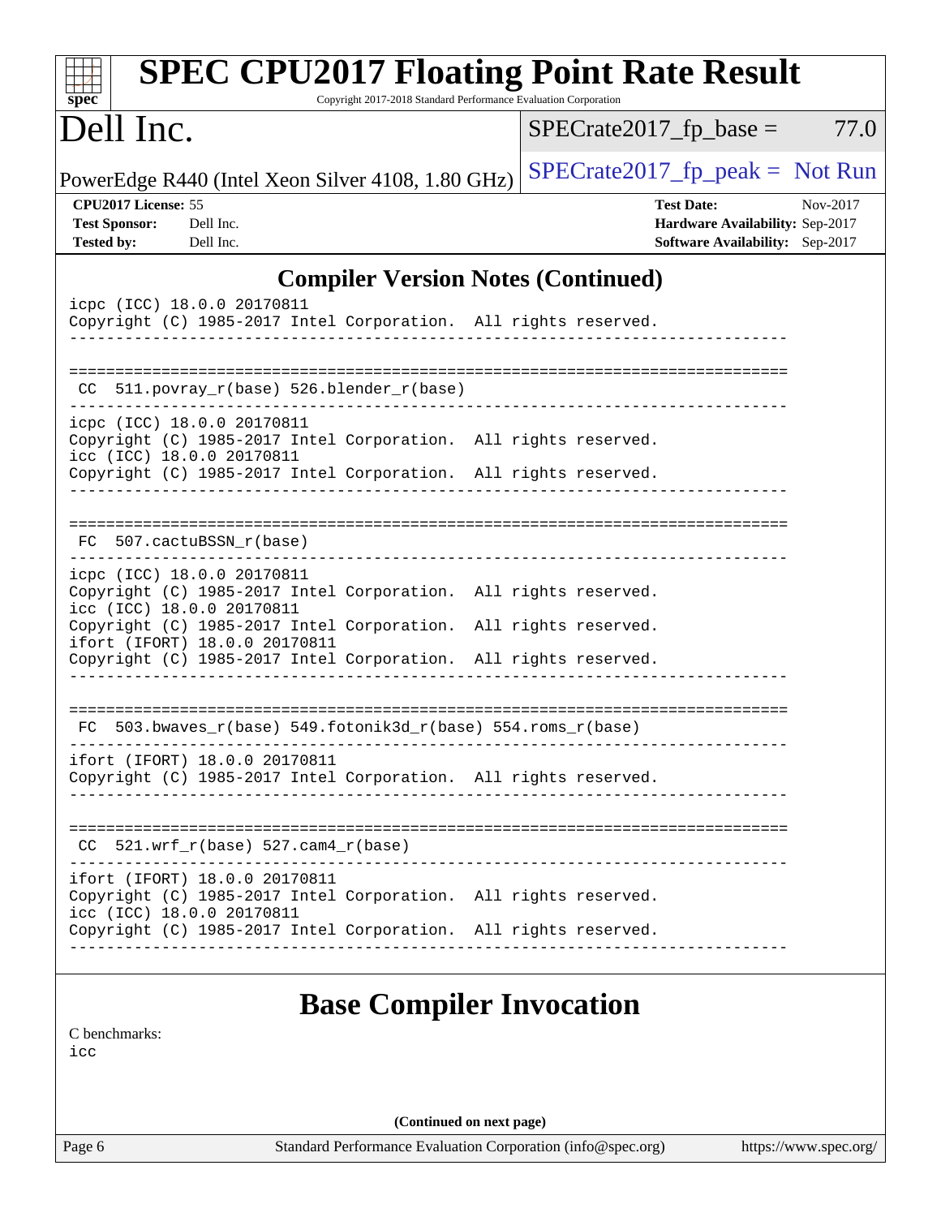## Compiler Version Notes (Continued)

```
icpc (ICC) 18.0.0 20170811
Copyright (C) 1985-2017 Intel Corporation.  All rights reserved.
------------------------------------------------------------------------------

==============================================================================
 CC  511.povray_r(base) 526.blender_r(base)
------------------------------------------------------------------------------
icpc (ICC) 18.0.0 20170811
Copyright (C) 1985-2017 Intel Corporation.  All rights reserved.
icc (ICC) 18.0.0 20170811
Copyright (C) 1985-2017 Intel Corporation.  All rights reserved.
------------------------------------------------------------------------------

==============================================================================
 FC  507.cactuBSSN_r(base)
------------------------------------------------------------------------------
icpc (ICC) 18.0.0 20170811
Copyright (C) 1985-2017 Intel Corporation.  All rights reserved.
icc (ICC) 18.0.0 20170811
Copyright (C) 1985-2017 Intel Corporation.  All rights reserved.
ifort (IFORT) 18.0.0 20170811
Copyright (C) 1985-2017 Intel Corporation.  All rights reserved.
------------------------------------------------------------------------------

==============================================================================
 FC  503.bwaves_r(base) 549.fotonik3d_r(base) 554.roms_r(base)
------------------------------------------------------------------------------
ifort (IFORT) 18.0.0 20170811
Copyright (C) 1985-2017 Intel Corporation.  All rights reserved.
------------------------------------------------------------------------------

==============================================================================
 CC  521.wrf_r(base) 527.cam4_r(base)
------------------------------------------------------------------------------
ifort (IFORT) 18.0.0 20170811
Copyright (C) 1985-2017 Intel Corporation.  All rights reserved.
icc (ICC) 18.0.0 20170811
Copyright (C) 1985-2017 Intel Corporation.  All rights reserved.
------------------------------------------------------------------------------
```

## Base Compiler Invocation

C benchmarks:
icc

(Continued on next page)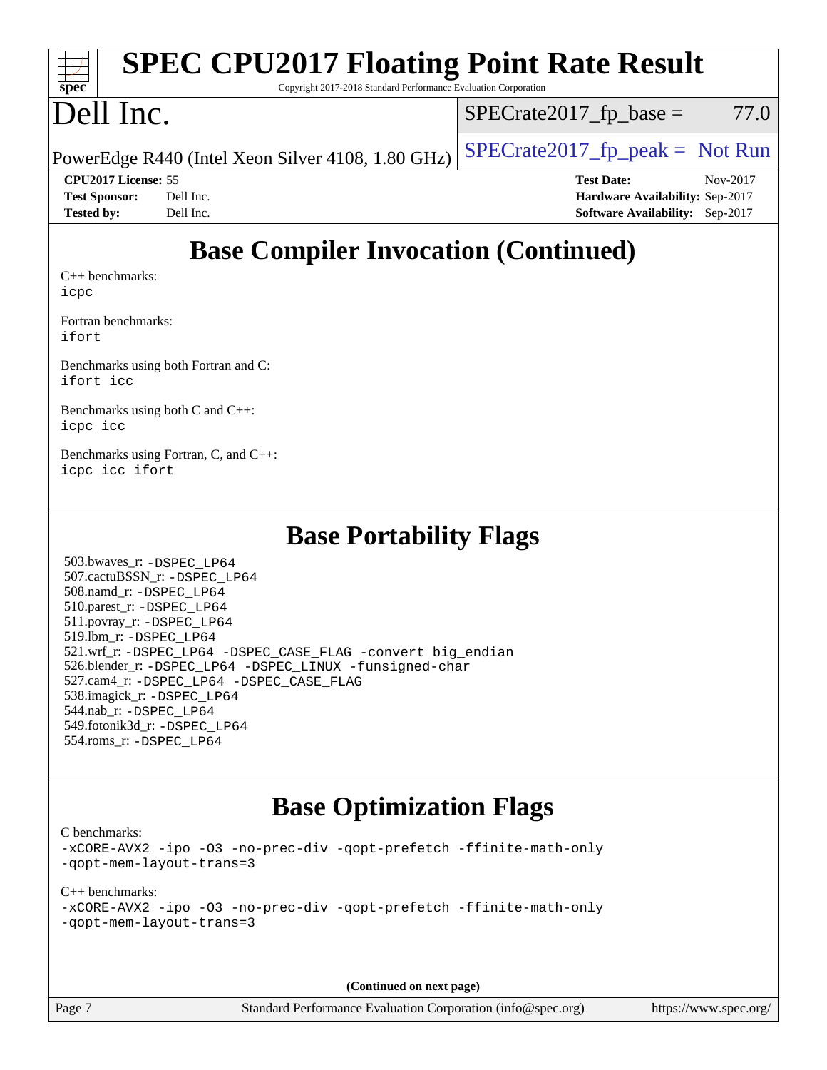# SPEC CPU2017 Floating Point Rate Result

Copyright 2017-2018 Standard Performance Evaluation Corporation

# Dell Inc.

PowerEdge R440 (Intel Xeon Silver 4108, 1.80 GHz)

SPECrate2017_fp_base = 77.0

SPECrate2017_fp_peak = Not Run

**CPU2017 License:** 55
**Test Sponsor:** Dell Inc.
**Tested by:** Dell Inc.

**Test Date:** Nov-2017
**Hardware Availability:** Sep-2017
**Software Availability:** Sep-2017

## Base Compiler Invocation (Continued)

C++ benchmarks:
icpc

Fortran benchmarks:
ifort

Benchmarks using both Fortran and C:
ifort icc

Benchmarks using both C and C++:
icpc icc

Benchmarks using Fortran, C, and C++:
icpc icc ifort

## Base Portability Flags

503.bwaves_r: -DSPEC_LP64
507.cactuBSSN_r: -DSPEC_LP64
508.namd_r: -DSPEC_LP64
510.parest_r: -DSPEC_LP64
511.povray_r: -DSPEC_LP64
519.lbm_r: -DSPEC_LP64
521.wrf_r: -DSPEC_LP64 -DSPEC_CASE_FLAG -convert big_endian
526.blender_r: -DSPEC_LP64 -DSPEC_LINUX -funsigned-char
527.cam4_r: -DSPEC_LP64 -DSPEC_CASE_FLAG
538.imagick_r: -DSPEC_LP64
544.nab_r: -DSPEC_LP64
549.fotonik3d_r: -DSPEC_LP64
554.roms_r: -DSPEC_LP64

## Base Optimization Flags

C benchmarks:
-xCORE-AVX2 -ipo -O3 -no-prec-div -qopt-prefetch -ffinite-math-only
-qopt-mem-layout-trans=3

C++ benchmarks:
-xCORE-AVX2 -ipo -O3 -no-prec-div -qopt-prefetch -ffinite-math-only
-qopt-mem-layout-trans=3

(Continued on next page)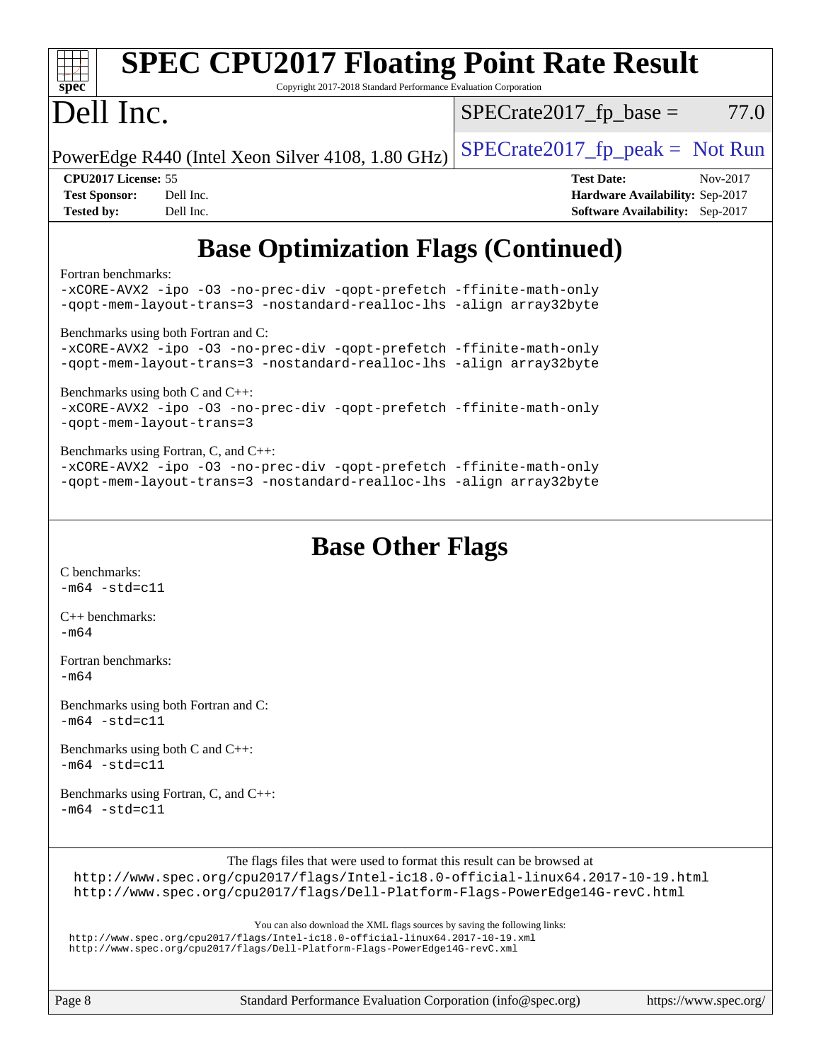## Base Optimization Flags (Continued)

Fortran benchmarks:

```
-xCORE-AVX2 -ipo -O3 -no-prec-div -qopt-prefetch -ffinite-math-only
-qopt-mem-layout-trans=3 -nostandard-realloc-lhs -align array32byte
```

Benchmarks using both Fortran and C:

```
-xCORE-AVX2 -ipo -O3 -no-prec-div -qopt-prefetch -ffinite-math-only
-qopt-mem-layout-trans=3 -nostandard-realloc-lhs -align array32byte
```

Benchmarks using both C and C++:

```
-xCORE-AVX2 -ipo -O3 -no-prec-div -qopt-prefetch -ffinite-math-only
-qopt-mem-layout-trans=3
```

Benchmarks using Fortran, C, and C++:

```
-xCORE-AVX2 -ipo -O3 -no-prec-div -qopt-prefetch -ffinite-math-only
-qopt-mem-layout-trans=3 -nostandard-realloc-lhs -align array32byte
```

## Base Other Flags

C benchmarks:

```
-m64 -std=c11
```

C++ benchmarks:

```
-m64
```

Fortran benchmarks:

```
-m64
```

Benchmarks using both Fortran and C:

```
-m64 -std=c11
```

Benchmarks using both C and C++:

```
-m64 -std=c11
```

Benchmarks using Fortran, C, and C++:

```
-m64 -std=c11
```

The flags files that were used to format this result can be browsed at

http://www.spec.org/cpu2017/flags/Intel-ic18.0-official-linux64.2017-10-19.html
http://www.spec.org/cpu2017/flags/Dell-Platform-Flags-PowerEdge14G-revC.html

You can also download the XML flags sources by saving the following links:

http://www.spec.org/cpu2017/flags/Intel-ic18.0-official-linux64.2017-10-19.xml
http://www.spec.org/cpu2017/flags/Dell-Platform-Flags-PowerEdge14G-revC.xml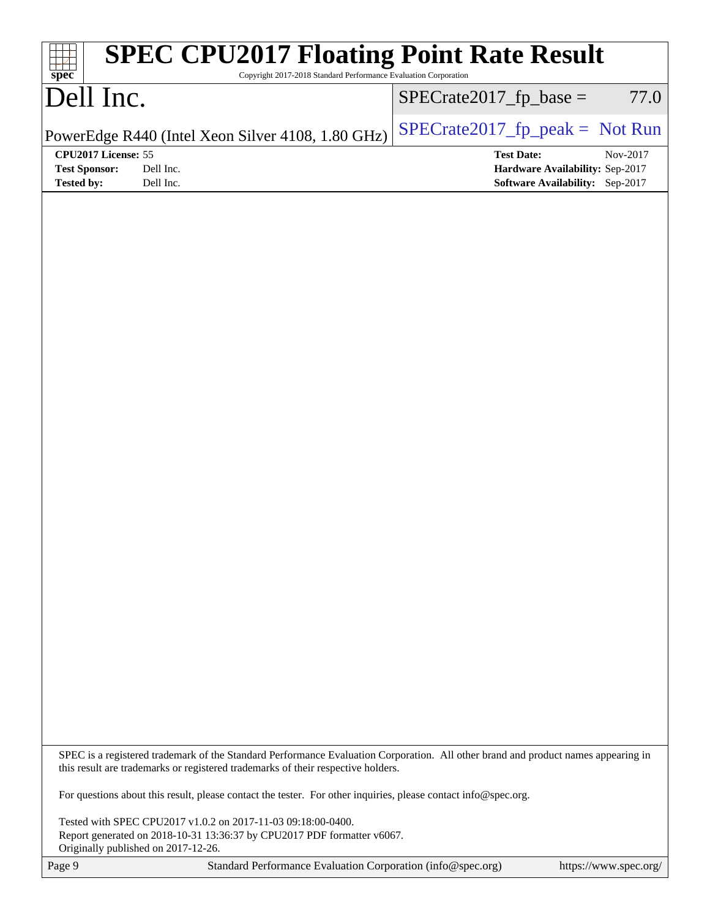SPEC is a registered trademark of the Standard Performance Evaluation Corporation. All other brand and product names appearing in this result are trademarks or registered trademarks of their respective holders.

For questions about this result, please contact the tester. For other inquiries, please contact info@spec.org.

Tested with SPEC CPU2017 v1.0.2 on 2017-11-03 09:18:00-0400.
Report generated on 2018-10-31 13:36:37 by CPU2017 PDF formatter v6067.
Originally published on 2017-12-26.